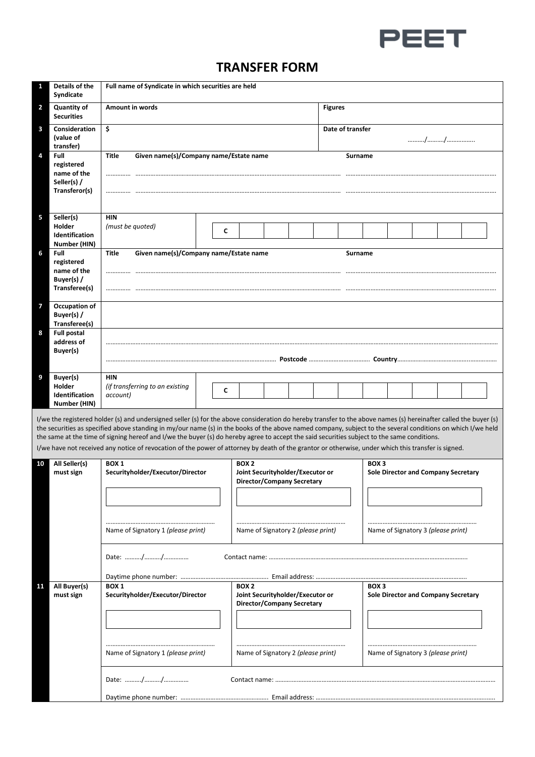PEET

# TRANSFER FORM

| No. | Field | Details |
|---|---|---|
| 1 | Details of the Syndicate | Full name of Syndicate in which securities are held |
| 2 | Quantity of Securities | Amount in words / Figures |
| 3 | Consideration (value of transfer) | $ / Date of transfer ………/………/……………. |
| 4 | Full registered name of the Seller(s) / Transferor(s) | Title / Given name(s)/Company name/Estate name / Surname |
| 5 | Seller(s) Holder Identification Number (HIN) | HIN *(must be quoted)* C |
| 6 | Full registered name of the Buyer(s) / Transferee(s) | Title / Given name(s)/Company name/Estate name / Surname |
| 7 | Occupation of Buyer(s) / Transferee(s) | |
| 8 | Full postal address of Buyer(s) | ……… Postcode ……… Country ……… |
| 9 | Buyer(s) Holder Identification Number (HIN) | HIN *(if transferring to an existing account)* C |

I/we the registered holder (s) and undersigned seller (s) for the above consideration do hereby transfer to the above names (s) hereinafter called the buyer (s) the securities as specified above standing in my/our name (s) in the books of the above named company, subject to the several conditions on which I/we held the same at the time of signing hereof and I/we the buyer (s) do hereby agree to accept the said securities subject to the same conditions.

I/we have not received any notice of revocation of the power of attorney by death of the grantor or otherwise, under which this transfer is signed.

| No. | | BOX 1 | BOX 2 | BOX 3 |
|---|---|---|---|---|
| 10 | All Seller(s) must sign | Securityholder/Executor/Director | Joint Securityholder/Executor or Director/Company Secretary | Sole Director and Company Secretary |
| | | Name of Signatory 1 *(please print)* | Name of Signatory 2 *(please print)* | Name of Signatory 3 *(please print)* |
| | | Date: ………/………/…………. | Contact name: ……… | |
| | | Daytime phone number: ……… | Email address: ……… | |
| 11 | All Buyer(s) must sign | Securityholder/Executor/Director | Joint Securityholder/Executor or Director/Company Secretary | Sole Director and Company Secretary |
| | | Name of Signatory 1 *(please print)* | Name of Signatory 2 *(please print)* | Name of Signatory 3 *(please print)* |
| | | Date: ………/………/…………. | Contact name: ……… | |
| | | Daytime phone number: ……… | Email address: ……… | |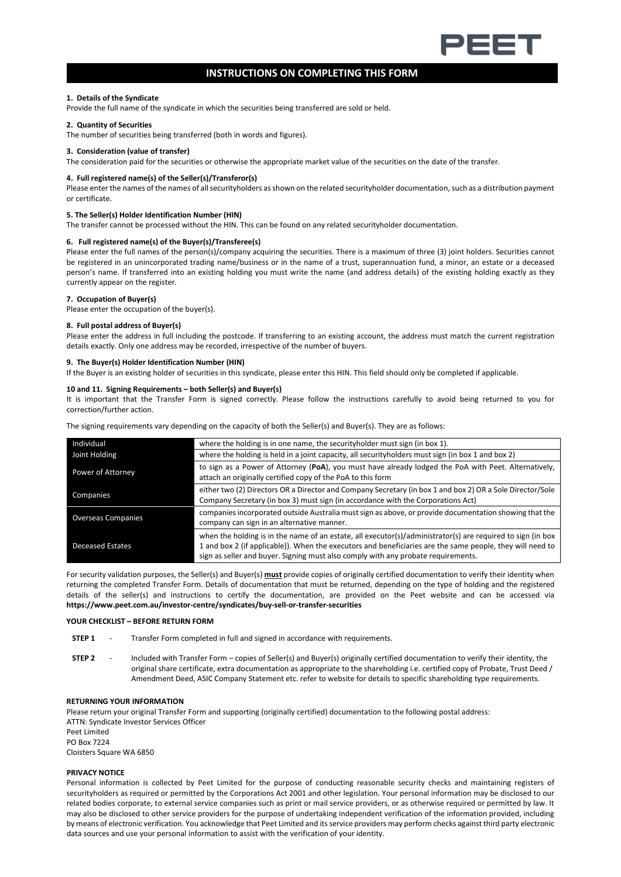PEET

## INSTRUCTIONS ON COMPLETING THIS FORM

**1. Details of the Syndicate**

Provide the full name of the syndicate in which the securities being transferred are sold or held.

**2. Quantity of Securities**

The number of securities being transferred (both in words and figures).

**3. Consideration (value of transfer)**

The consideration paid for the securities or otherwise the appropriate market value of the securities on the date of the transfer.

**4. Full registered name(s) of the Seller(s)/Transferor(s)**

Please enter the names of the names of all securityholders as shown on the related securityholder documentation, such as a distribution payment or certificate.

**5. The Seller(s) Holder Identification Number (HIN)**

The transfer cannot be processed without the HIN. This can be found on any related securityholder documentation.

**6. Full registered name(s) of the Buyer(s)/Transferee(s)**

Please enter the full names of the person(s)/company acquiring the securities. There is a maximum of three (3) joint holders. Securities cannot be registered in an unincorporated trading name/business or in the name of a trust, superannuation fund, a minor, an estate or a deceased person's name. If transferred into an existing holding you must write the name (and address details) of the existing holding exactly as they currently appear on the register.

**7. Occupation of Buyer(s)**

Please enter the occupation of the buyer(s).

**8. Full postal address of Buyer(s)**

Please enter the address in full including the postcode. If transferring to an existing account, the address must match the current registration details exactly. Only one address may be recorded, irrespective of the number of buyers.

**9. The Buyer(s) Holder Identification Number (HIN)**

If the Buyer is an existing holder of securities in this syndicate, please enter this HIN. This field should only be completed if applicable.

**10 and 11. Signing Requirements – both Seller(s) and Buyer(s)**

It is important that the Transfer Form is signed correctly. Please follow the instructions carefully to avoid being returned to you for correction/further action.

The signing requirements vary depending on the capacity of both the Seller(s) and Buyer(s). They are as follows:

| | |
|---|---|
| Individual | where the holding is in one name, the securityholder must sign (in box 1). |
| Joint Holding | where the holding is held in a joint capacity, all securityholders must sign (in box 1 and box 2) |
| Power of Attorney | to sign as a Power of Attorney (**PoA**), you must have already lodged the PoA with Peet. Alternatively, attach an originally certified copy of the PoA to this form |
| Companies | either two (2) Directors OR a Director and Company Secretary (in box 1 and box 2) OR a Sole Director/Sole Company Secretary (in box 3) must sign (in accordance with the Corporations Act) |
| Overseas Companies | companies incorporated outside Australia must sign as above, or provide documentation showing that the company can sign in an alternative manner. |
| Deceased Estates | when the holding is in the name of an estate, all executor(s)/administrator(s) are required to sign (in box 1 and box 2 (if applicable)). When the executors and beneficiaries are the same people, they will need to sign as seller and buyer. Signing must also comply with any probate requirements. |

For security validation purposes, the Seller(s) and Buyer(s) **must** provide copies of originally certified documentation to verify their identity when returning the completed Transfer Form. Details of documentation that must be returned, depending on the type of holding and the registered details of the seller(s) and instructions to certify the documentation, are provided on the Peet website and can be accessed via **https://www.peet.com.au/investor-centre/syndicates/buy-sell-or-transfer-securities**

**YOUR CHECKLIST – BEFORE RETURN FORM**

- **STEP 1** - Transfer Form completed in full and signed in accordance with requirements.
- **STEP 2** - Included with Transfer Form – copies of Seller(s) and Buyer(s) originally certified documentation to verify their identity, the original share certificate, extra documentation as appropriate to the shareholding i.e. certified copy of Probate, Trust Deed / Amendment Deed, ASIC Company Statement etc. refer to website for details to specific shareholding type requirements.

**RETURNING YOUR INFORMATION**

Please return your original Transfer Form and supporting (originally certified) documentation to the following postal address:
ATTN: Syndicate Investor Services Officer
Peet Limited
PO Box 7224
Cloisters Square WA 6850

**PRIVACY NOTICE**

Personal information is collected by Peet Limited for the purpose of conducting reasonable security checks and maintaining registers of securityholders as required or permitted by the Corporations Act 2001 and other legislation. Your personal information may be disclosed to our related bodies corporate, to external service companies such as print or mail service providers, or as otherwise required or permitted by law. It may also be disclosed to other service providers for the purpose of undertaking independent verification of the information provided, including by means of electronic verification. You acknowledge that Peet Limited and its service providers may perform checks against third party electronic data sources and use your personal information to assist with the verification of your identity.